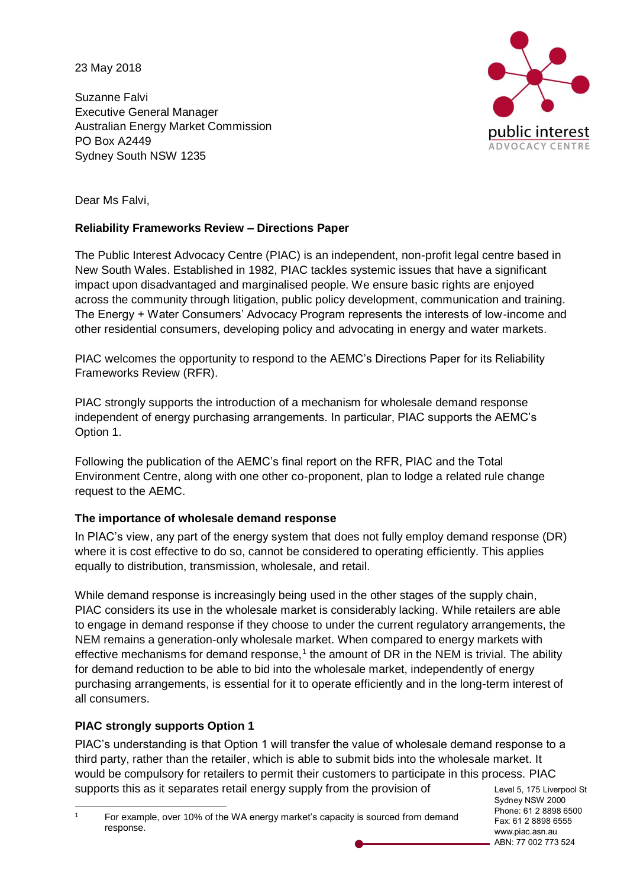23 May 2018

Suzanne Falvi
Executive General Manager
Australian Energy Market Commission
PO Box A2449
Sydney South NSW 1235

Dear Ms Falvi,

**Reliability Frameworks Review – Directions Paper**

The Public Interest Advocacy Centre (PIAC) is an independent, non-profit legal centre based in New South Wales. Established in 1982, PIAC tackles systemic issues that have a significant impact upon disadvantaged and marginalised people. We ensure basic rights are enjoyed across the community through litigation, public policy development, communication and training. The Energy + Water Consumers' Advocacy Program represents the interests of low-income and other residential consumers, developing policy and advocating in energy and water markets.

PIAC welcomes the opportunity to respond to the AEMC's Directions Paper for its Reliability Frameworks Review (RFR).

PIAC strongly supports the introduction of a mechanism for wholesale demand response independent of energy purchasing arrangements. In particular, PIAC supports the AEMC's Option 1.

Following the publication of the AEMC's final report on the RFR, PIAC and the Total Environment Centre, along with one other co-proponent, plan to lodge a related rule change request to the AEMC.

**The importance of wholesale demand response**

In PIAC's view, any part of the energy system that does not fully employ demand response (DR) where it is cost effective to do so, cannot be considered to operating efficiently. This applies equally to distribution, transmission, wholesale, and retail.

While demand response is increasingly being used in the other stages of the supply chain, PIAC considers its use in the wholesale market is considerably lacking. While retailers are able to engage in demand response if they choose to under the current regulatory arrangements, the NEM remains a generation-only wholesale market. When compared to energy markets with effective mechanisms for demand response,[1] the amount of DR in the NEM is trivial. The ability for demand reduction to be able to bid into the wholesale market, independently of energy purchasing arrangements, is essential for it to operate efficiently and in the long-term interest of all consumers.

**PIAC strongly supports Option 1**

PIAC's understanding is that Option 1 will transfer the value of wholesale demand response to a third party, rather than the retailer, which is able to submit bids into the wholesale market. It would be compulsory for retailers to permit their customers to participate in this process. PIAC supports this as it separates retail energy supply from the provision of

[1] For example, over 10% of the WA energy market's capacity is sourced from demand response.

Level 5, 175 Liverpool St
Sydney NSW 2000
Phone: 61 2 8898 6500
Fax: 61 2 8898 6555
www.piac.asn.au
ABN: 77 002 773 524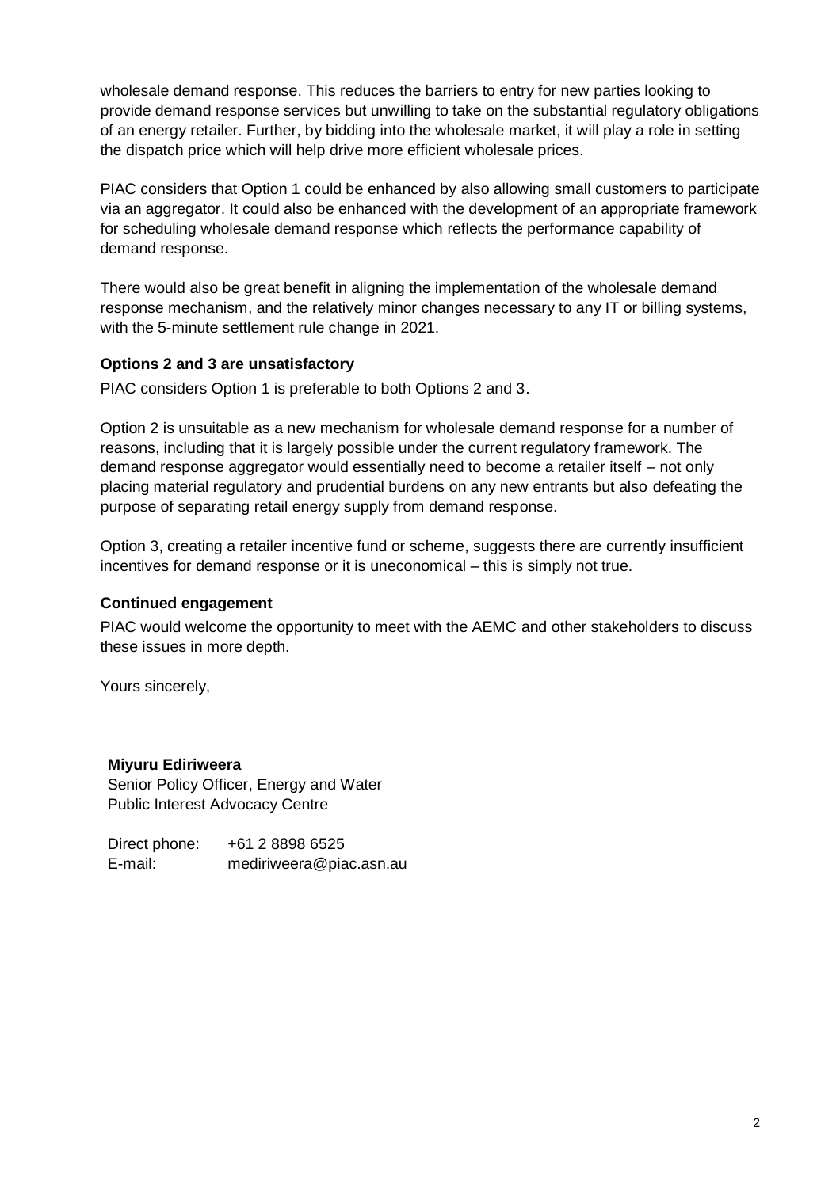wholesale demand response. This reduces the barriers to entry for new parties looking to provide demand response services but unwilling to take on the substantial regulatory obligations of an energy retailer. Further, by bidding into the wholesale market, it will play a role in setting the dispatch price which will help drive more efficient wholesale prices.

PIAC considers that Option 1 could be enhanced by also allowing small customers to participate via an aggregator. It could also be enhanced with the development of an appropriate framework for scheduling wholesale demand response which reflects the performance capability of demand response.

There would also be great benefit in aligning the implementation of the wholesale demand response mechanism, and the relatively minor changes necessary to any IT or billing systems, with the 5-minute settlement rule change in 2021.

**Options 2 and 3 are unsatisfactory**

PIAC considers Option 1 is preferable to both Options 2 and 3.

Option 2 is unsuitable as a new mechanism for wholesale demand response for a number of reasons, including that it is largely possible under the current regulatory framework. The demand response aggregator would essentially need to become a retailer itself – not only placing material regulatory and prudential burdens on any new entrants but also defeating the purpose of separating retail energy supply from demand response.

Option 3, creating a retailer incentive fund or scheme, suggests there are currently insufficient incentives for demand response or it is uneconomical – this is simply not true.

**Continued engagement**

PIAC would welcome the opportunity to meet with the AEMC and other stakeholders to discuss these issues in more depth.

Yours sincerely,

**Miyuru Ediriweera**
Senior Policy Officer, Energy and Water
Public Interest Advocacy Centre

Direct phone: +61 2 8898 6525
E-mail: mediriweera@piac.asn.au